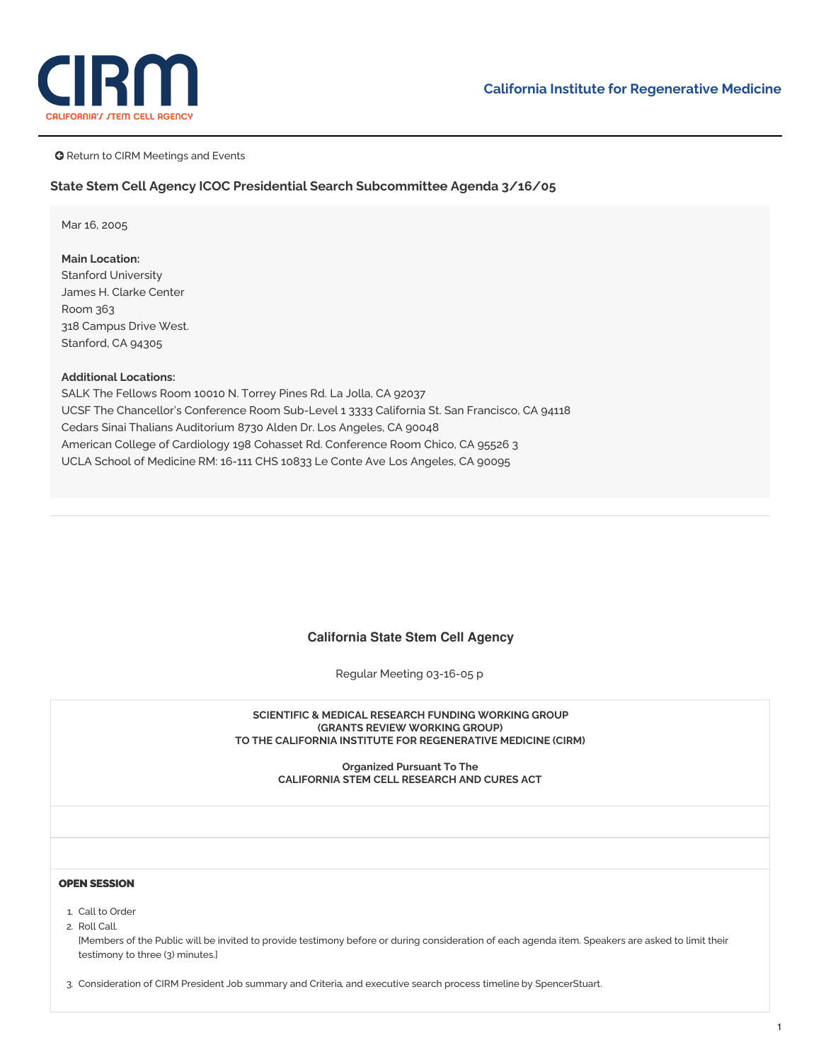CIRM
CALIFORNIA'S STEM CELL AGENCY

California Institute for Regenerative Medicine

Return to CIRM Meetings and Events

### State Stem Cell Agency ICOC Presidential Search Subcommittee Agenda 3/16/05

Mar 16, 2005

**Main Location:**
Stanford University
James H. Clarke Center
Room 363
318 Campus Drive West.
Stanford, CA 94305

**Additional Locations:**
SALK The Fellows Room 10010 N. Torrey Pines Rd. La Jolla, CA 92037
UCSF The Chancellor's Conference Room Sub-Level 1 3333 California St. San Francisco, CA 94118
Cedars Sinai Thalians Auditorium 8730 Alden Dr. Los Angeles, CA 90048
American College of Cardiology 198 Cohasset Rd. Conference Room Chico, CA 95526 3
UCLA School of Medicine RM: 16-111 CHS 10833 Le Conte Ave Los Angeles, CA 90095

---

**California State Stem Cell Agency**

Regular Meeting 03-16-05 p

**SCIENTIFIC & MEDICAL RESEARCH FUNDING WORKING GROUP**
**(GRANTS REVIEW WORKING GROUP)**
**TO THE CALIFORNIA INSTITUTE FOR REGENERATIVE MEDICINE (CIRM)**

**Organized Pursuant To The**
**CALIFORNIA STEM CELL RESEARCH AND CURES ACT**

**OPEN SESSION**

1. Call to Order
2. Roll Call.
   [Members of the Public will be invited to provide testimony before or during consideration of each agenda item. Speakers are asked to limit their testimony to three (3) minutes.]
3. Consideration of CIRM President Job summary and Criteria, and executive search process timeline by SpencerStuart.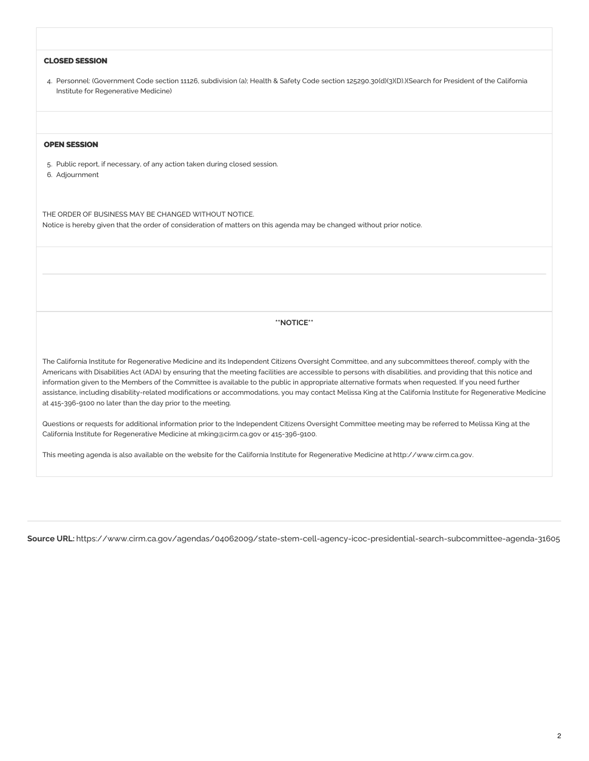**CLOSED SESSION**

4. Personnel: (Government Code section 11126, subdivision (a); Health & Safety Code section 125290.30(d)(3)(D).)(Search for President of the California Institute for Regenerative Medicine)

**OPEN SESSION**

5. Public report, if necessary, of any action taken during closed session.
6. Adjournment

THE ORDER OF BUSINESS MAY BE CHANGED WITHOUT NOTICE.
Notice is hereby given that the order of consideration of matters on this agenda may be changed without prior notice.

---

**\*\*NOTICE\*\***

The California Institute for Regenerative Medicine and its Independent Citizens Oversight Committee, and any subcommittees thereof, comply with the Americans with Disabilities Act (ADA) by ensuring that the meeting facilities are accessible to persons with disabilities, and providing that this notice and information given to the Members of the Committee is available to the public in appropriate alternative formats when requested. If you need further assistance, including disability-related modifications or accommodations, you may contact Melissa King at the California Institute for Regenerative Medicine at 415-396-9100 no later than the day prior to the meeting.

Questions or requests for additional information prior to the Independent Citizens Oversight Committee meeting may be referred to Melissa King at the California Institute for Regenerative Medicine at mking@cirm.ca.gov or 415-396-9100.

This meeting agenda is also available on the website for the California Institute for Regenerative Medicine at http://www.cirm.ca.gov.

---

**Source URL:** https://www.cirm.ca.gov/agendas/04062009/state-stem-cell-agency-icoc-presidential-search-subcommittee-agenda-31605